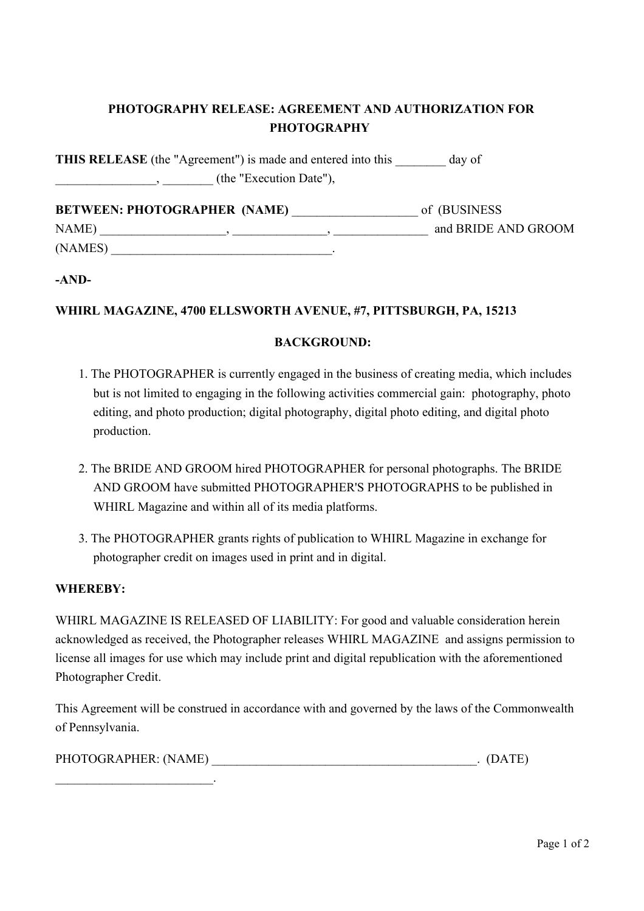# PHOTOGRAPHY RELEASE: AGREEMENT AND AUTHORIZATION FOR PHOTOGRAPHY

**THIS RELEASE** (the "Agreement") is made and entered into this ________ day of ________________, ________ (the "Execution Date"),

**BETWEEN: PHOTOGRAPHER (NAME)** ___________________ of (BUSINESS NAME) ___________________, _______________, _______________ and BRIDE AND GROOM (NAMES) ___________________________________.

**-AND-**

**WHIRL MAGAZINE, 4700 ELLSWORTH AVENUE, #7, PITTSBURGH, PA, 15213**

**BACKGROUND:**

1. The PHOTOGRAPHER is currently engaged in the business of creating media, which includes but is not limited to engaging in the following activities commercial gain: photography, photo editing, and photo production; digital photography, digital photo editing, and digital photo production.

2. The BRIDE AND GROOM hired PHOTOGRAPHER for personal photographs. The BRIDE AND GROOM have submitted PHOTOGRAPHER'S PHOTOGRAPHS to be published in WHIRL Magazine and within all of its media platforms.

3. The PHOTOGRAPHER grants rights of publication to WHIRL Magazine in exchange for photographer credit on images used in print and in digital.

**WHEREBY:**

WHIRL MAGAZINE IS RELEASED OF LIABILITY: For good and valuable consideration herein acknowledged as received, the Photographer releases WHIRL MAGAZINE and assigns permission to license all images for use which may include print and digital republication with the aforementioned Photographer Credit.

This Agreement will be construed in accordance with and governed by the laws of the Commonwealth of Pennsylvania.

PHOTOGRAPHER: (NAME) ___________________________________________. (DATE) _________________________.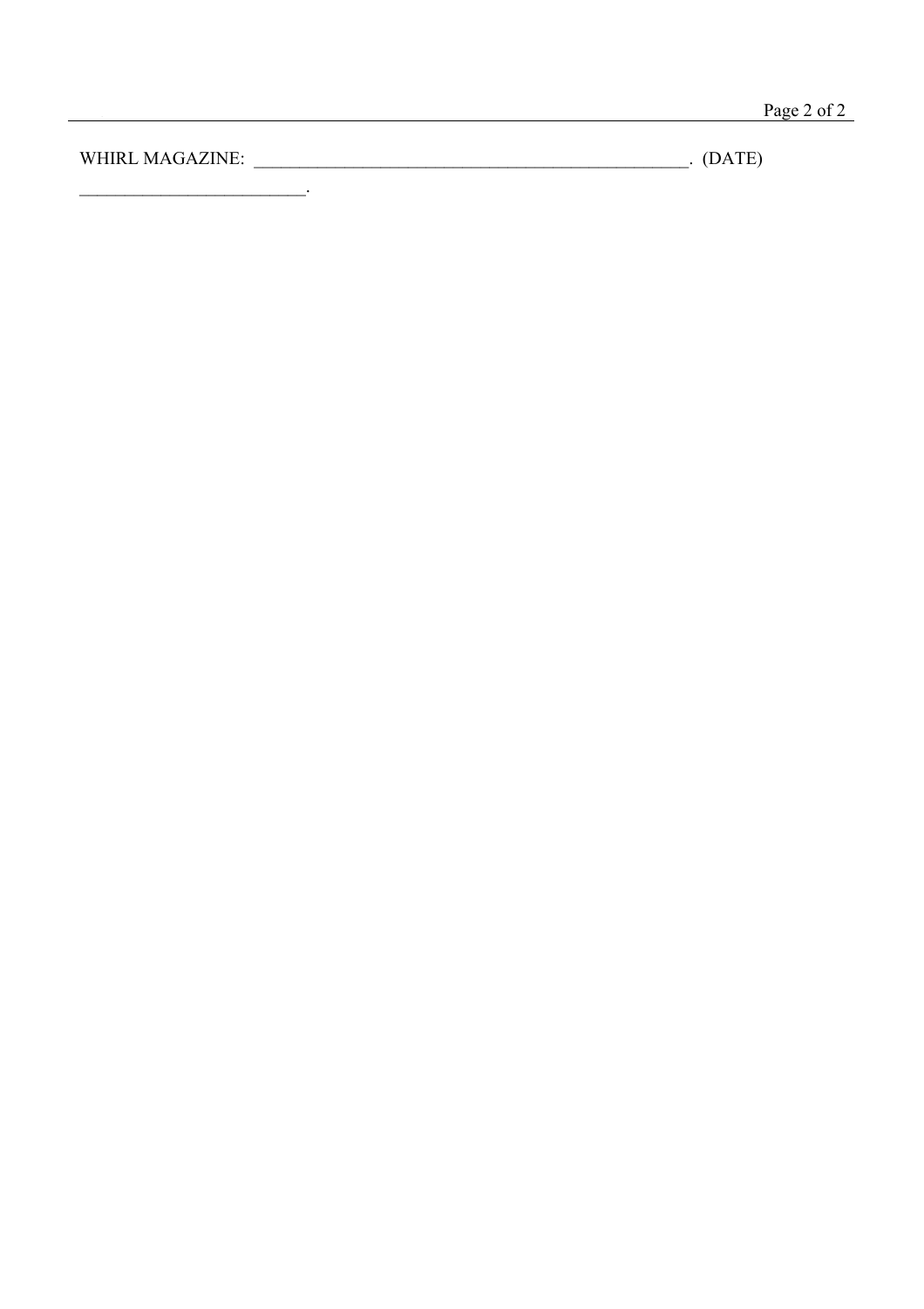WHIRL MAGAZINE: ________________________________________________. (DATE) __________________________.